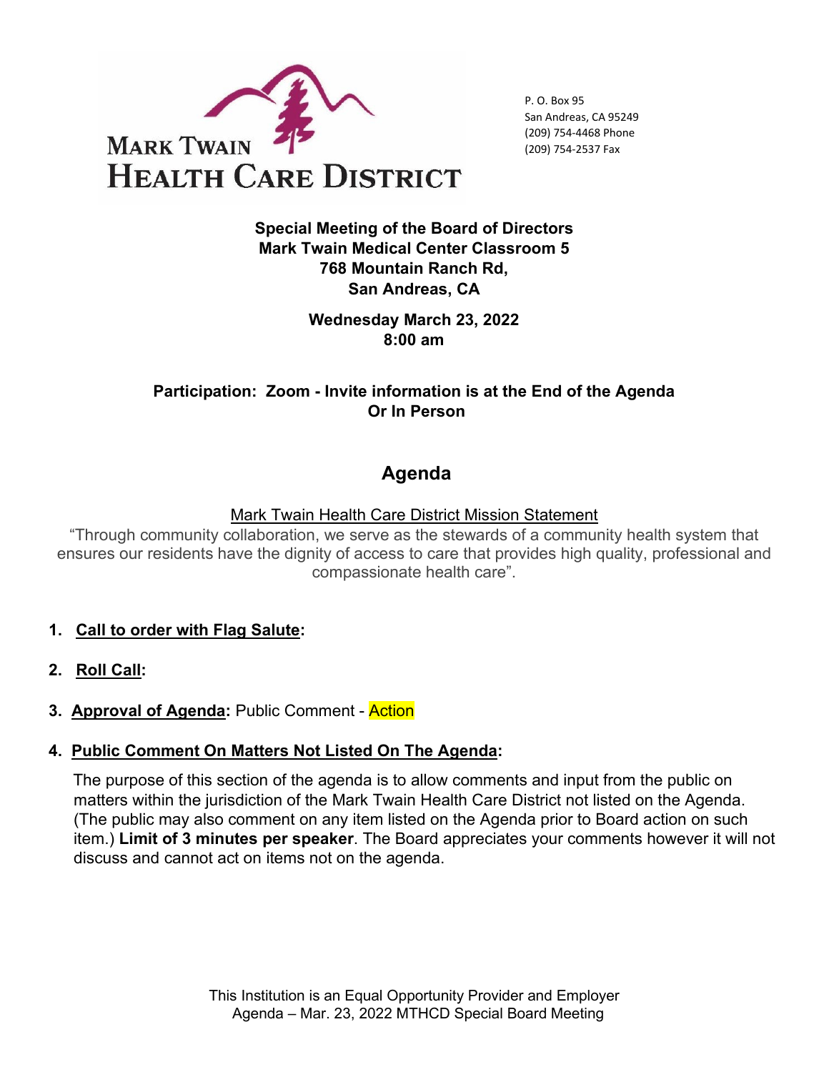MARK TWAIN
HEALTH CARE DISTRICT

P. O. Box 95
San Andreas, CA 95249
(209) 754-4468 Phone
(209) 754-2537 Fax

**Special Meeting of the Board of Directors**
**Mark Twain Medical Center Classroom 5**
**768 Mountain Ranch Rd,**
**San Andreas, CA**

**Wednesday March 23, 2022**
**8:00 am**

**Participation: Zoom - Invite information is at the End of the Agenda**
**Or In Person**

# Agenda

Mark Twain Health Care District Mission Statement

"Through community collaboration, we serve as the stewards of a community health system that ensures our residents have the dignity of access to care that provides high quality, professional and compassionate health care".

1. **Call to order with Flag Salute:**

2. **Roll Call:**

3. **Approval of Agenda:** Public Comment - Action

4. **Public Comment On Matters Not Listed On The Agenda:**

   The purpose of this section of the agenda is to allow comments and input from the public on matters within the jurisdiction of the Mark Twain Health Care District not listed on the Agenda. (The public may also comment on any item listed on the Agenda prior to Board action on such item.) **Limit of 3 minutes per speaker**. The Board appreciates your comments however it will not discuss and cannot act on items not on the agenda.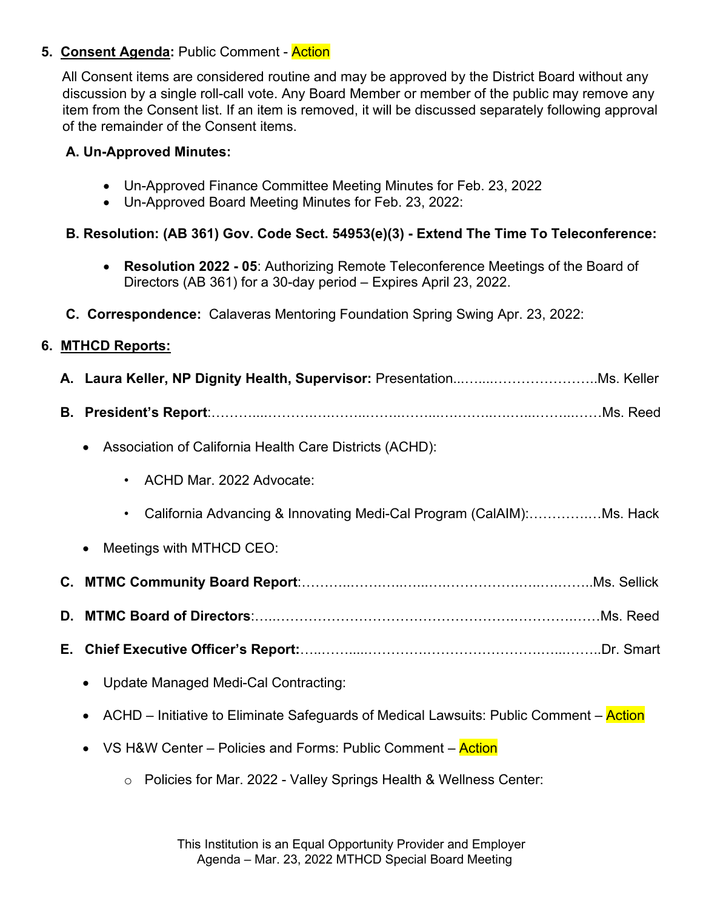5. **Consent Agenda:** Public Comment - Action

All Consent items are considered routine and may be approved by the District Board without any discussion by a single roll-call vote. Any Board Member or member of the public may remove any item from the Consent list. If an item is removed, it will be discussed separately following approval of the remainder of the Consent items.

**A. Un-Approved Minutes:**

- Un-Approved Finance Committee Meeting Minutes for Feb. 23, 2022
- Un-Approved Board Meeting Minutes for Feb. 23, 2022:

**B. Resolution: (AB 361) Gov. Code Sect. 54953(e)(3) - Extend The Time To Teleconference:**

- **Resolution 2022 - 05**: Authorizing Remote Teleconference Meetings of the Board of Directors (AB 361) for a 30-day period – Expires April 23, 2022.

**C. Correspondence:** Calaveras Mentoring Foundation Spring Swing Apr. 23, 2022:

6. **MTHCD Reports:**

**A. Laura Keller, NP Dignity Health, Supervisor:** Presentation……………………………..Ms. Keller

**B. President's Report**:……………………………………………………………………………Ms. Reed

- Association of California Health Care Districts (ACHD):
    - ACHD Mar. 2022 Advocate:
    - California Advancing & Innovating Medi-Cal Program (CalAIM):……………Ms. Hack
- Meetings with MTHCD CEO:

**C. MTMC Community Board Report**:………………………………………………………..Ms. Sellick

**D. MTMC Board of Directors**:……………………………………………………………………Ms. Reed

**E. Chief Executive Officer's Report:**………………………………………………………..Dr. Smart

- Update Managed Medi-Cal Contracting:
- ACHD – Initiative to Eliminate Safeguards of Medical Lawsuits: Public Comment – Action
- VS H&W Center – Policies and Forms: Public Comment – Action
    - Policies for Mar. 2022 - Valley Springs Health & Wellness Center:

This Institution is an Equal Opportunity Provider and Employer
Agenda – Mar. 23, 2022 MTHCD Special Board Meeting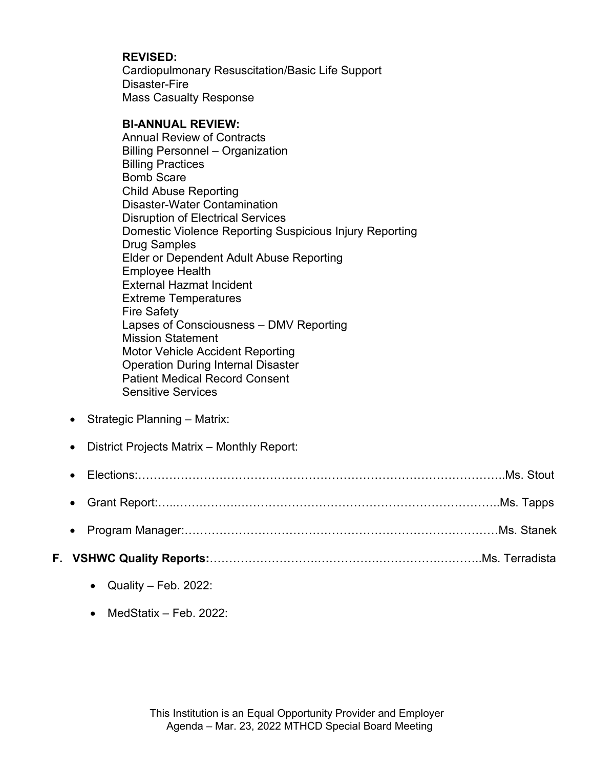**REVISED:**
Cardiopulmonary Resuscitation/Basic Life Support
Disaster-Fire
Mass Casualty Response

**BI-ANNUAL REVIEW:**
Annual Review of Contracts
Billing Personnel – Organization
Billing Practices
Bomb Scare
Child Abuse Reporting
Disaster-Water Contamination
Disruption of Electrical Services
Domestic Violence Reporting Suspicious Injury Reporting
Drug Samples
Elder or Dependent Adult Abuse Reporting
Employee Health
External Hazmat Incident
Extreme Temperatures
Fire Safety
Lapses of Consciousness – DMV Reporting
Mission Statement
Motor Vehicle Accident Reporting
Operation During Internal Disaster
Patient Medical Record Consent
Sensitive Services

- Strategic Planning – Matrix:
- District Projects Matrix – Monthly Report:
- Elections:…………………………………………………………………………………..Ms. Stout
- Grant Report:…..……………….…………………………………………………………..Ms. Tapps
- Program Manager:……………………………………………………………………Ms. Stanek

**F. VSHWC Quality Reports:**…………………….……………….………………….……..Ms. Terradista

- Quality – Feb. 2022:
- MedStatix – Feb. 2022:

This Institution is an Equal Opportunity Provider and Employer
Agenda – Mar. 23, 2022 MTHCD Special Board Meeting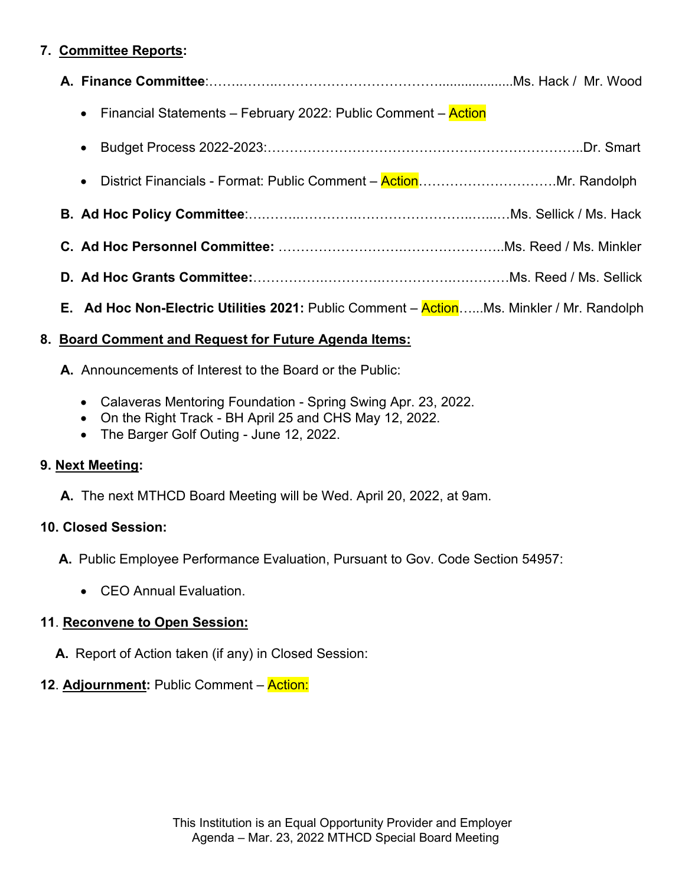7. **Committee Reports:**

   **A. Finance Committee**:…….……..……………………………….................Ms. Hack / Mr. Wood

   - Financial Statements – February 2022: Public Comment – Action
   - Budget Process 2022-2023:…………………………………………………………..Dr. Smart
   - District Financials - Format: Public Comment – Action………………………….Mr. Randolph

   **B. Ad Hoc Policy Committee**:….……..………….…………………………..…...…Ms. Sellick / Ms. Hack

   **C. Ad Hoc Personnel Committee:** …………………….…………………..Ms. Reed / Ms. Minkler

   **D. Ad Hoc Grants Committee:**………………..………….……………….…..………Ms. Reed / Ms. Sellick

   **E. Ad Hoc Non-Electric Utilities 2021:** Public Comment – Action…...Ms. Minkler / Mr. Randolph

8. **Board Comment and Request for Future Agenda Items:**

   **A.** Announcements of Interest to the Board or the Public:

   - Calaveras Mentoring Foundation - Spring Swing Apr. 23, 2022.
   - On the Right Track - BH April 25 and CHS May 12, 2022.
   - The Barger Golf Outing - June 12, 2022.

9. **Next Meeting:**

   **A.** The next MTHCD Board Meeting will be Wed. April 20, 2022, at 9am.

10. **Closed Session:**

    **A.** Public Employee Performance Evaluation, Pursuant to Gov. Code Section 54957:

    - CEO Annual Evaluation.

11. **Reconvene to Open Session:**

    **A.** Report of Action taken (if any) in Closed Session:

12. **Adjournment:** Public Comment – Action:

This Institution is an Equal Opportunity Provider and Employer
Agenda – Mar. 23, 2022 MTHCD Special Board Meeting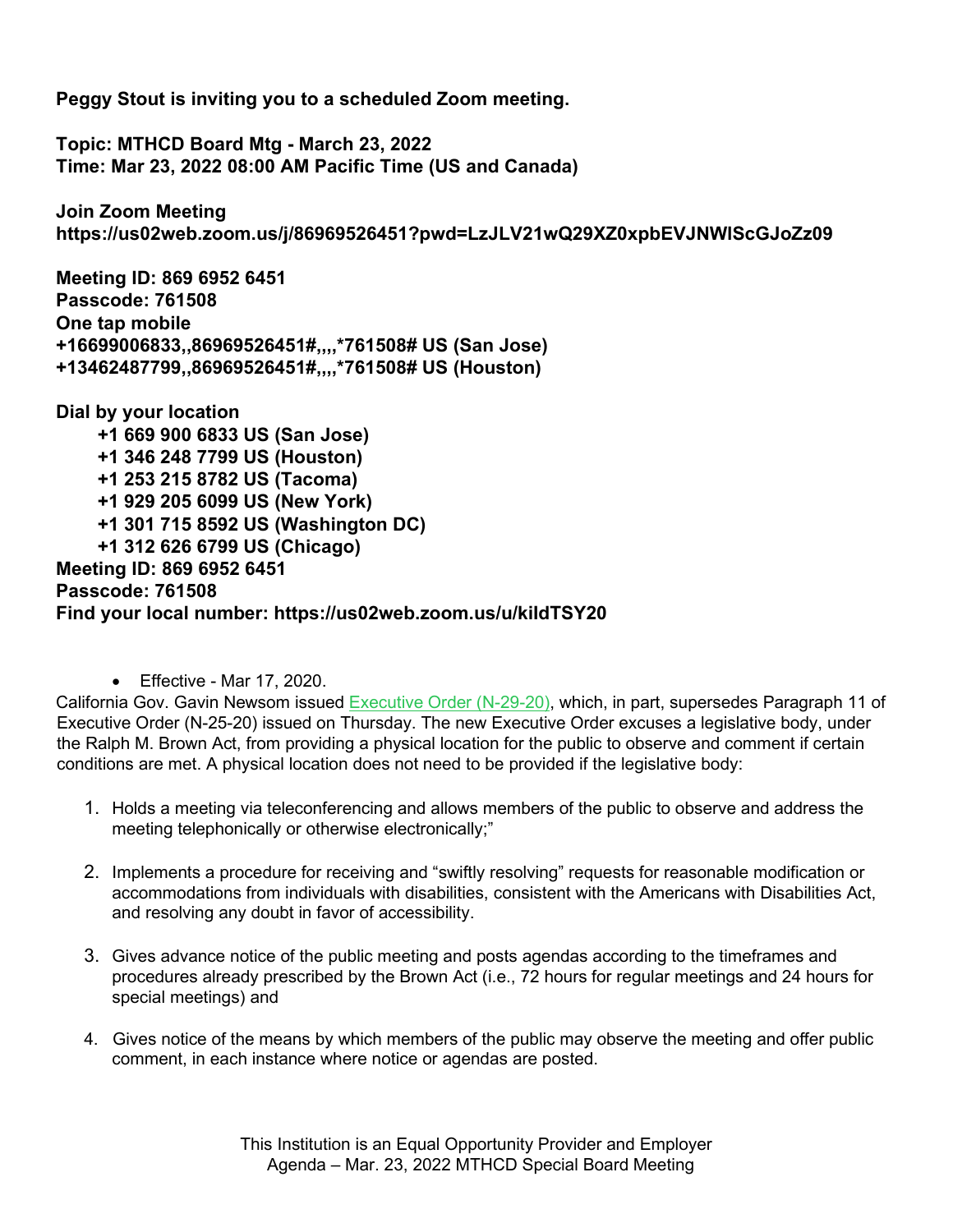**Peggy Stout is inviting you to a scheduled Zoom meeting.**

**Topic: MTHCD Board Mtg - March 23, 2022**
**Time: Mar 23, 2022 08:00 AM Pacific Time (US and Canada)**

**Join Zoom Meeting**
**https://us02web.zoom.us/j/86969526451?pwd=LzJLV21wQ29XZ0xpbEVJNWlScGJoZz09**

**Meeting ID: 869 6952 6451**
**Passcode: 761508**
**One tap mobile**
**+16699006833,,86969526451#,,,,*761508# US (San Jose)**
**+13462487799,,86969526451#,,,,*761508# US (Houston)**

**Dial by your location**
- **+1 669 900 6833 US (San Jose)**
- **+1 346 248 7799 US (Houston)**
- **+1 253 215 8782 US (Tacoma)**
- **+1 929 205 6099 US (New York)**
- **+1 301 715 8592 US (Washington DC)**
- **+1 312 626 6799 US (Chicago)**

**Meeting ID: 869 6952 6451**
**Passcode: 761508**
**Find your local number: https://us02web.zoom.us/u/kildTSY20**

- Effective - Mar 17, 2020.

California Gov. Gavin Newsom issued Executive Order (N-29-20), which, in part, supersedes Paragraph 11 of Executive Order (N-25-20) issued on Thursday. The new Executive Order excuses a legislative body, under the Ralph M. Brown Act, from providing a physical location for the public to observe and comment if certain conditions are met. A physical location does not need to be provided if the legislative body:

1. Holds a meeting via teleconferencing and allows members of the public to observe and address the meeting telephonically or otherwise electronically;"
2. Implements a procedure for receiving and "swiftly resolving" requests for reasonable modification or accommodations from individuals with disabilities, consistent with the Americans with Disabilities Act, and resolving any doubt in favor of accessibility.
3. Gives advance notice of the public meeting and posts agendas according to the timeframes and procedures already prescribed by the Brown Act (i.e., 72 hours for regular meetings and 24 hours for special meetings) and
4. Gives notice of the means by which members of the public may observe the meeting and offer public comment, in each instance where notice or agendas are posted.